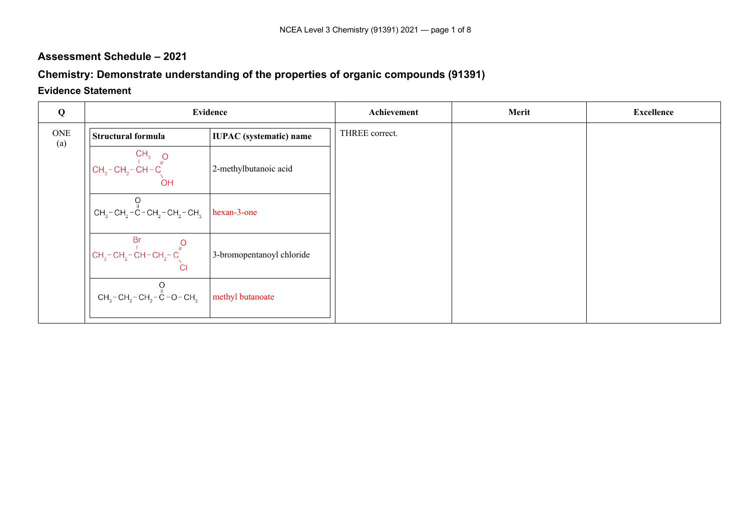## Assessment Schedule – 2021

## Chemistry: Demonstrate understanding of the properties of organic compounds (91391)

### Evidence Statement

| Q | Evidence | Achievement | Merit | Excellence |
|---|---|---|---|---|
| ONE (a) | **Structural formula** / **IUPAC (systematic) name**<br><br>$CH_3-CH_2-CH(CH_3)-C(=O)OH$ — 2-methylbutanoic acid<br><br>$CH_3-CH_2-C(=O)-CH_2-CH_2-CH_3$ — hexan-3-one<br><br>$CH_3-CH_2-CH(Br)-CH_2-C(=O)Cl$ — 3-bromopentanoyl chloride<br><br>$CH_3-CH_2-CH_2-C(=O)-O-CH_3$ — methyl butanoate | THREE correct. | | |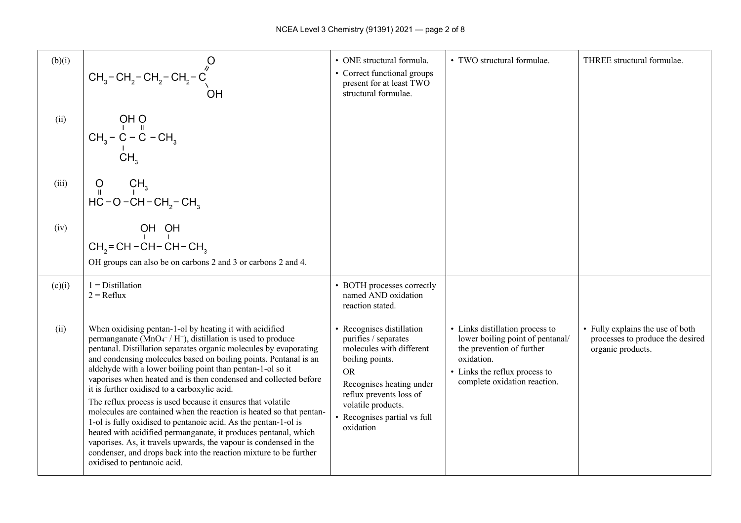| | | | | |
|---|---|---|---|---|
| (b)(i) | $CH_3-CH_2-CH_2-CH_2-C(=O)OH$ | • ONE structural formula.<br>• Correct functional groups present for at least TWO structural formulae. | • TWO structural formulae. | THREE structural formulae. |
| (ii) | $CH_3-C(OH)(CH_3)-C(=O)-CH_3$ | | | |
| (iii) | $HC(=O)-O-CH(CH_3)-CH_2-CH_3$ | | | |
| (iv) | $CH_2=CH-CH(OH)-CH(OH)-CH_3$<br>OH groups can also be on carbons 2 and 3 or carbons 2 and 4. | | | |
| (c)(i) | 1 = Distillation<br>2 = Reflux | • BOTH processes correctly named AND oxidation reaction stated. | | |
| (ii) | When oxidising pentan-1-ol by heating it with acidified permanganate ($MnO_4^-$ / $H^+$), distillation is used to produce pentanal. Distillation separates organic molecules by evaporating and condensing molecules based on boiling points. Pentanal is an aldehyde with a lower boiling point than pentan-1-ol so it vaporises when heated and is then condensed and collected before it is further oxidised to a carboxylic acid.<br>The reflux process is used because it ensures that volatile molecules are contained when the reaction is heated so that pentan-1-ol is fully oxidised to pentanoic acid. As the pentan-1-ol is heated with acidified permanganate, it produces pentanal, which vaporises. As, it travels upwards, the vapour is condensed in the condenser, and drops back into the reaction mixture to be further oxidised to pentanoic acid. | • Recognises distillation purifies / separates molecules with different boiling points.<br>OR<br>Recognises heating under reflux prevents loss of volatile products.<br>• Recognises partial vs full oxidation | • Links distillation process to lower boiling point of pentanal/ the prevention of further oxidation.<br>• Links the reflux process to complete oxidation reaction. | • Fully explains the use of both processes to produce the desired organic products. |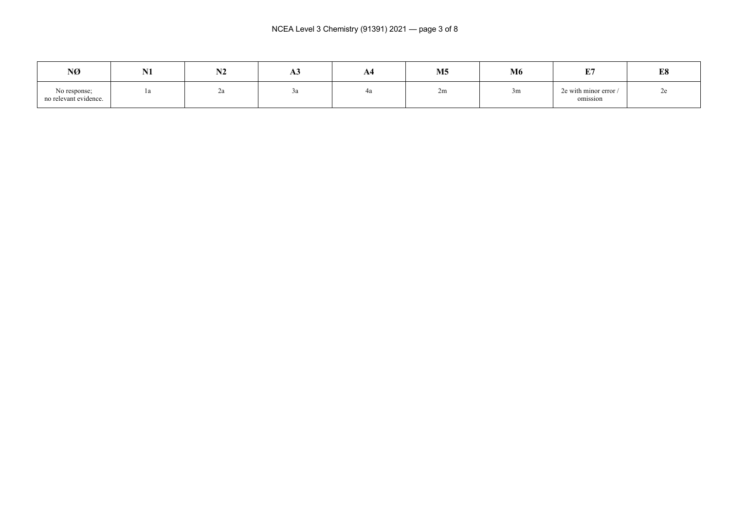| NØ | N1 | N2 | A3 | A4 | M5 | M6 | E7 | E8 |
|---|---|---|---|---|---|---|---|---|
| No response; no relevant evidence. | 1a | 2a | 3a | 4a | 2m | 3m | 2e with minor error / omission | 2e |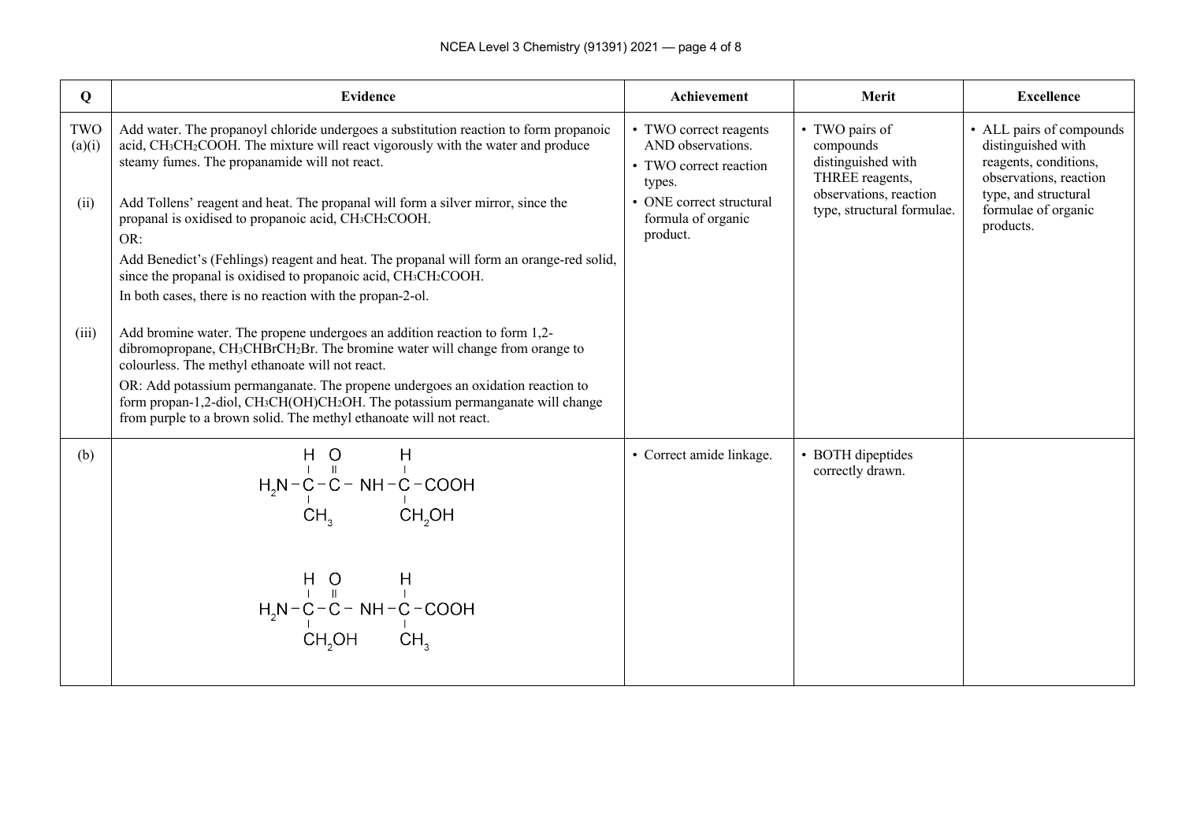| Q | Evidence | Achievement | Merit | Excellence |
|---|---|---|---|---|
| TWO (a)(i) | Add water. The propanoyl chloride undergoes a substitution reaction to form propanoic acid, $CH_3CH_2COOH$. The mixture will react vigorously with the water and produce steamy fumes. The propanamide will not react. | • TWO correct reagents AND observations.<br>• TWO correct reaction types.<br>• ONE correct structural formula of organic product. | • TWO pairs of compounds distinguished with THREE reagents, observations, reaction type, structural formulae. | • ALL pairs of compounds distinguished with reagents, conditions, observations, reaction type, and structural formulae of organic products. |
| (ii) | Add Tollens' reagent and heat. The propanal will form a silver mirror, since the propanal is oxidised to propanoic acid, $CH_3CH_2COOH$.<br>OR:<br>Add Benedict's (Fehlings) reagent and heat. The propanal will form an orange-red solid, since the propanal is oxidised to propanoic acid, $CH_3CH_2COOH$.<br>In both cases, there is no reaction with the propan-2-ol. | | | |
| (iii) | Add bromine water. The propene undergoes an addition reaction to form 1,2-dibromopropane, $CH_3CHBrCH_2Br$. The bromine water will change from orange to colourless. The methyl ethanoate will not react.<br>OR: Add potassium permanganate. The propene undergoes an oxidation reaction to form propan-1,2-diol, $CH_3CH(OH)CH_2OH$. The potassium permanganate will change from purple to a brown solid. The methyl ethanoate will not react. | | | |
| (b) | $H_2N-CH(CH_3)-CO-NH-CH(CH_2OH)-COOH$<br><br>$H_2N-CH(CH_2OH)-CO-NH-CH(CH_3)-COOH$ | • Correct amide linkage. | • BOTH dipeptides correctly drawn. | |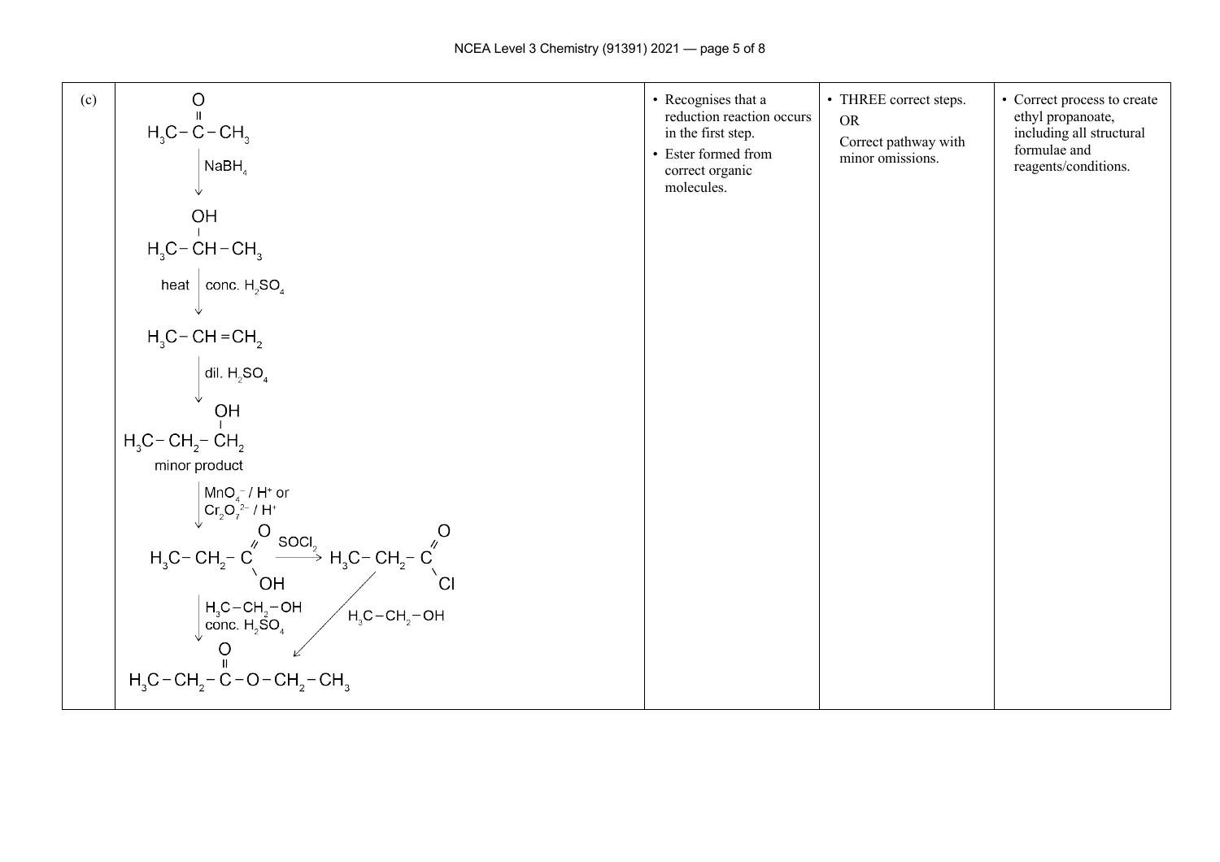| (c) | | | | |
|---|---|---|---|---|
| (c) | $H_3C-C(=O)-CH_3$ <br> ↓ $NaBH_4$ <br> $H_3C-CH(OH)-CH_3$ <br> ↓ heat, conc. $H_2SO_4$ <br> $H_3C-CH=CH_2$ <br> ↓ dil. $H_2SO_4$ <br> $H_3C-CH_2-CH_2(OH)$ <br> minor product <br> ↓ $MnO_4^-$ / $H^+$ or $Cr_2O_7^{2-}$ / $H^+$ <br> $H_3C-CH_2-C(=O)OH$ $\xrightarrow{SOCl_2}$ $H_3C-CH_2-C(=O)Cl$ <br> $H_3C-CH_2-C(=O)OH$ ↓ $H_3C-CH_2-OH$, conc. $H_2SO_4$ <br> $H_3C-CH_2-C(=O)Cl$ ↙ $H_3C-CH_2-OH$ <br> $H_3C-CH_2-C(=O)-O-CH_2-CH_3$ | • Recognises that a reduction reaction occurs in the first step. <br> • Ester formed from correct organic molecules. | • THREE correct steps. <br> OR <br> Correct pathway with minor omissions. | • Correct process to create ethyl propanoate, including all structural formulae and reagents/conditions. |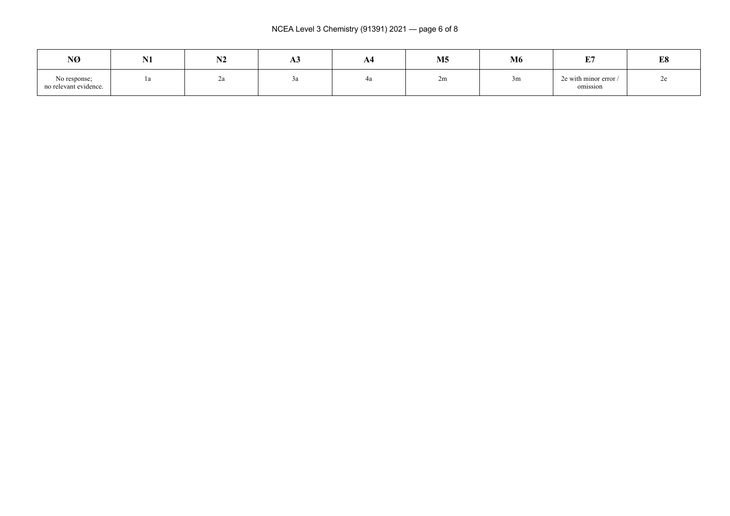| NØ | N1 | N2 | A3 | A4 | M5 | M6 | E7 | E8 |
|---|---|---|---|---|---|---|---|---|
| No response; no relevant evidence. | 1a | 2a | 3a | 4a | 2m | 3m | 2e with minor error / omission | 2e |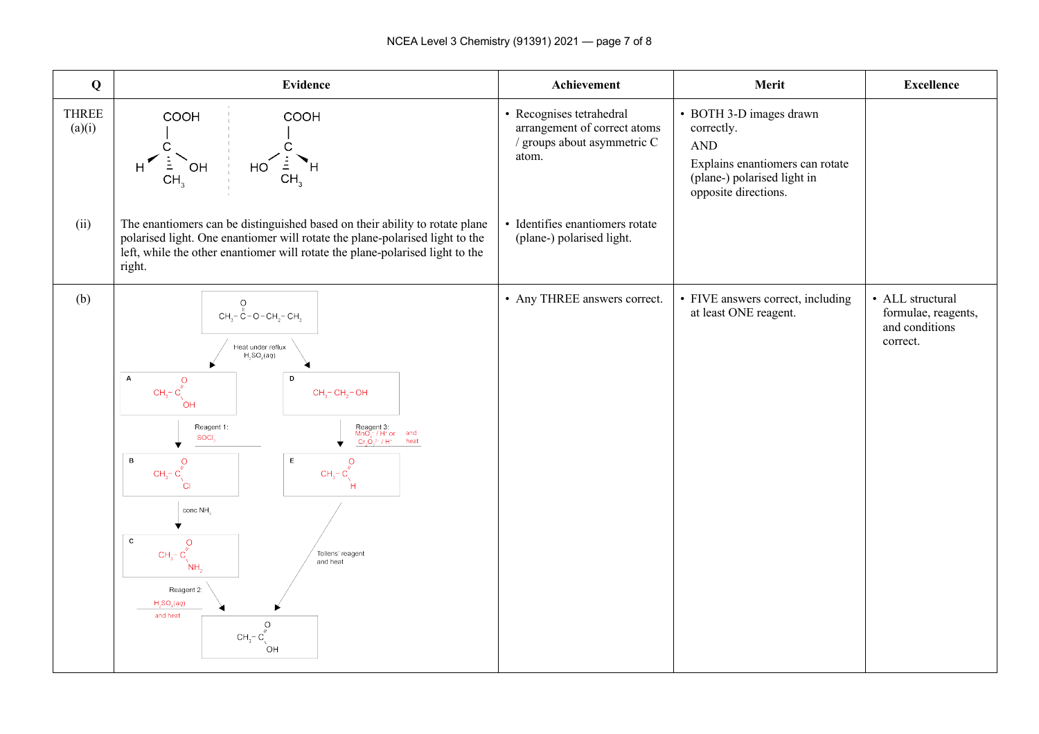| Q | Evidence | Achievement | Merit | Excellence |
|---|---|---|---|---|
| THREE (a)(i) | Two enantiomers drawn in 3-D: COOH at top, central C with H (wedge), OH, and $CH_3$ (dashed); mirror image: COOH at top, central C with HO, H (wedge), and $CH_3$ (dashed). | • Recognises tetrahedral arrangement of correct atoms / groups about asymmetric C atom. | • BOTH 3-D images drawn correctly. AND Explains enantiomers can rotate (plane-) polarised light in opposite directions. | |
| (ii) | The enantiomers can be distinguished based on their ability to rotate plane polarised light. One enantiomer will rotate the plane-polarised light to the left, while the other enantiomer will rotate the plane-polarised light to the right. | • Identifies enantiomers rotate (plane-) polarised light. | | |
| (b) | $CH_3-C(=O)-O-CH_2-CH_3$ → Heat under reflux $H_2SO_4(aq)$ → **A**: $CH_3-C(=O)OH$ and **D**: $CH_3-CH_2-OH$<br>**A** → Reagent 1: $SOCl_2$ → **B**: $CH_3-C(=O)Cl$<br>**B** → conc $NH_3$ → **C**: $CH_3-C(=O)NH_2$<br>**C** → Reagent 2: $H_2SO_4(aq)$ and heat → $CH_3-C(=O)OH$<br>**D** → Reagent 3: $MnO_4^-$ / $H^+$ or $Cr_2O_7^{2-}$ / $H^+$ and heat → **E**: $CH_3-C(=O)H$<br>**E** → Tollens' reagent and heat → $CH_3-C(=O)OH$ | • Any THREE answers correct. | • FIVE answers correct, including at least ONE reagent. | • ALL structural formulae, reagents, and conditions correct. |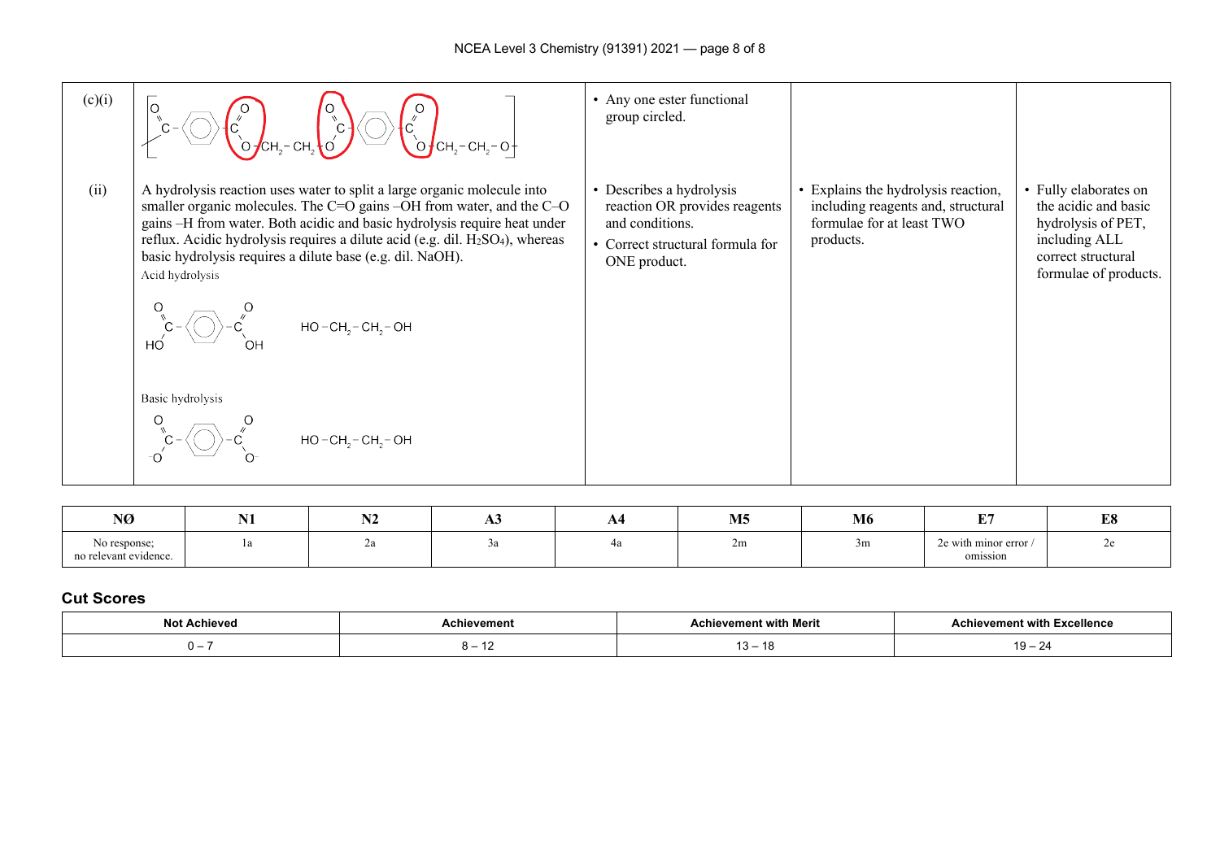| | | | | |
|---|---|---|---|---|
| (c)(i) | $[-C(=O)-C_6H_4-C(=O)-O-CH_2-CH_2-O-C(=O)-C_6H_4-C(=O)-O-CH_2-CH_2-O-]$ (ester groups circled) | • Any one ester functional group circled. | | |
| (ii) | A hydrolysis reaction uses water to split a large organic molecule into smaller organic molecules. The C=O gains –OH from water, and the C–O gains –H from water. Both acidic and basic hydrolysis require heat under reflux. Acidic hydrolysis requires a dilute acid (e.g. dil. $H_2SO_4$), whereas basic hydrolysis requires a dilute base (e.g. dil. NaOH).<br><br>Acid hydrolysis<br>$HO-C(=O)-C_6H_4-C(=O)-OH$ $HO-CH_2-CH_2-OH$<br><br>Basic hydrolysis<br>$^{-}O-C(=O)-C_6H_4-C(=O)-O^{-}$ $HO-CH_2-CH_2-OH$ | • Describes a hydrolysis reaction OR provides reagents and conditions.<br>• Correct structural formula for ONE product. | • Explains the hydrolysis reaction, including reagents and, structural formulae for at least TWO products. | • Fully elaborates on the acidic and basic hydrolysis of PET, including ALL correct structural formulae of products. |

| NØ | N1 | N2 | A3 | A4 | M5 | M6 | E7 | E8 |
|---|---|---|---|---|---|---|---|---|
| No response; no relevant evidence. | 1a | 2a | 3a | 4a | 2m | 3m | 2e with minor error / omission | 2e |

## Cut Scores

| Not Achieved | Achievement | Achievement with Merit | Achievement with Excellence |
|---|---|---|---|
| 0 – 7 | 8 – 12 | 13 – 18 | 19 – 24 |